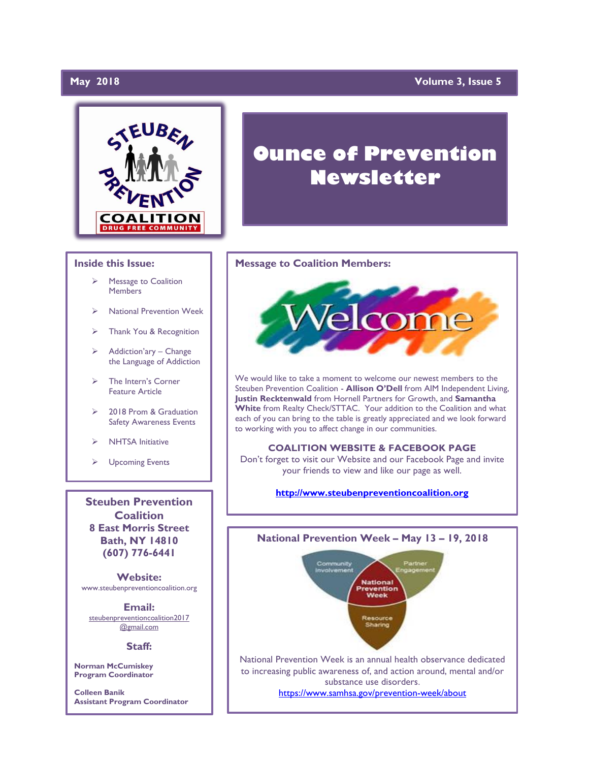May 2018 — Volume 3, Issue 5

# Ounce of Prevention Newsletter

## Inside this Issue:

- Message to Coalition Members
- National Prevention Week
- Thank You & Recognition
- Addiction'ary – Change the Language of Addiction
- The Intern's Corner Feature Article
- 2018 Prom & Graduation Safety Awareness Events
- NHTSA Initiative
- Upcoming Events

**Steuben Prevention Coalition**
**8 East Morris Street**
**Bath, NY 14810**
**(607) 776-6441**

**Website:**
www.steubenpreventioncoalition.org

**Email:**
steubenpreventioncoalition2017@gmail.com

**Staff:**

**Norman McCumiskey**
**Program Coordinator**

**Colleen Banik**
**Assistant Program Coordinator**

## Message to Coalition Members:

Welcome

We would like to take a moment to welcome our newest members to the Steuben Prevention Coalition - **Allison O'Dell** from AIM Independent Living, **Justin Recktenwald** from Hornell Partners for Growth, and **Samantha White** from Realty Check/STTAC. Your addition to the Coalition and what each of you can bring to the table is greatly appreciated and we look forward to working with you to affect change in our communities.

**COALITION WEBSITE & FACEBOOK PAGE**

Don't forget to visit our Website and our Facebook Page and invite your friends to view and like our page as well.

**http://www.steubenpreventioncoalition.org**

## National Prevention Week – May 13 – 19, 2018

Community Involvement — Partner Engagement — National Prevention Week — Resource Sharing

National Prevention Week is an annual health observance dedicated to increasing public awareness of, and action around, mental and/or substance use disorders.
https://www.samhsa.gov/prevention-week/about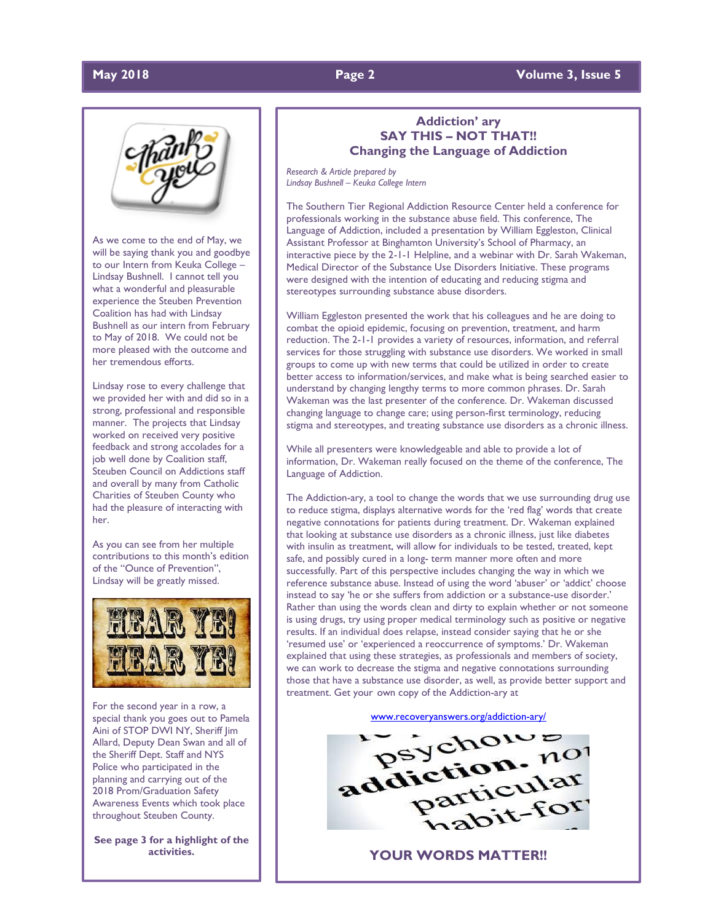As we come to the end of May, we will be saying thank you and goodbye to our Intern from Keuka College – Lindsay Bushnell. I cannot tell you what a wonderful and pleasurable experience the Steuben Prevention Coalition has had with Lindsay Bushnell as our intern from February to May of 2018. We could not be more pleased with the outcome and her tremendous efforts.

Lindsay rose to every challenge that we provided her with and did so in a strong, professional and responsible manner. The projects that Lindsay worked on received very positive feedback and strong accolades for a job well done by Coalition staff, Steuben Council on Addictions staff and overall by many from Catholic Charities of Steuben County who had the pleasure of interacting with her.

As you can see from her multiple contributions to this month's edition of the "Ounce of Prevention", Lindsay will be greatly missed.

For the second year in a row, a special thank you goes out to Pamela Aini of STOP DWI NY, Sheriff Jim Allard, Deputy Dean Swan and all of the Sheriff Dept. Staff and NYS Police who participated in the planning and carrying out of the 2018 Prom/Graduation Safety Awareness Events which took place throughout Steuben County.

**See page 3 for a highlight of the activities.**

## Addiction' ary
## SAY THIS – NOT THAT!!
## Changing the Language of Addiction

*Research & Article prepared by*
*Lindsay Bushnell – Keuka College Intern*

The Southern Tier Regional Addiction Resource Center held a conference for professionals working in the substance abuse field. This conference, The Language of Addiction, included a presentation by William Eggleston, Clinical Assistant Professor at Binghamton University's School of Pharmacy, an interactive piece by the 2-1-1 Helpline, and a webinar with Dr. Sarah Wakeman, Medical Director of the Substance Use Disorders Initiative. These programs were designed with the intention of educating and reducing stigma and stereotypes surrounding substance abuse disorders.

William Eggleston presented the work that his colleagues and he are doing to combat the opioid epidemic, focusing on prevention, treatment, and harm reduction. The 2-1-1 provides a variety of resources, information, and referral services for those struggling with substance use disorders. We worked in small groups to come up with new terms that could be utilized in order to create better access to information/services, and make what is being searched easier to understand by changing lengthy terms to more common phrases. Dr. Sarah Wakeman was the last presenter of the conference. Dr. Wakeman discussed changing language to change care; using person-first terminology, reducing stigma and stereotypes, and treating substance use disorders as a chronic illness.

While all presenters were knowledgeable and able to provide a lot of information, Dr. Wakeman really focused on the theme of the conference, The Language of Addiction.

The Addiction-ary, a tool to change the words that we use surrounding drug use to reduce stigma, displays alternative words for the 'red flag' words that create negative connotations for patients during treatment. Dr. Wakeman explained that looking at substance use disorders as a chronic illness, just like diabetes with insulin as treatment, will allow for individuals to be tested, treated, kept safe, and possibly cured in a long- term manner more often and more successfully. Part of this perspective includes changing the way in which we reference substance abuse. Instead of using the word 'abuser' or 'addict' choose instead to say 'he or she suffers from addiction or a substance-use disorder.' Rather than using the words clean and dirty to explain whether or not someone is using drugs, try using proper medical terminology such as positive or negative results. If an individual does relapse, instead consider saying that he or she 'resumed use' or 'experienced a reoccurrence of symptoms.' Dr. Wakeman explained that using these strategies, as professionals and members of society, we can work to decrease the stigma and negative connotations surrounding those that have a substance use disorder, as well, as provide better support and treatment. Get your own copy of the Addiction-ary at

www.recoveryanswers.org/addiction-ary/

**YOUR WORDS MATTER!!**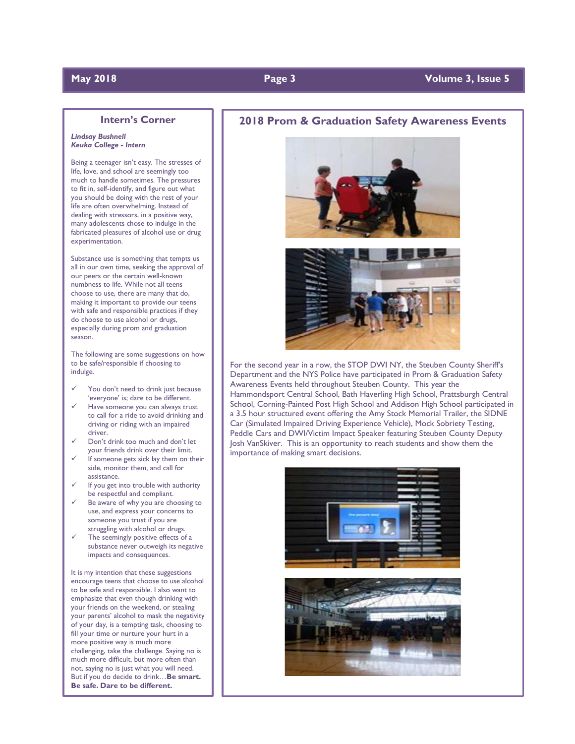## Intern's Corner

***Lindsay Bushnell***
***Keuka College - Intern***

Being a teenager isn't easy. The stresses of life, love, and school are seemingly too much to handle sometimes. The pressures to fit in, self-identify, and figure out what you should be doing with the rest of your life are often overwhelming. Instead of dealing with stressors, in a positive way, many adolescents chose to indulge in the fabricated pleasures of alcohol use or drug experimentation.

Substance use is something that tempts us all in our own time, seeking the approval of our peers or the certain well-known numbness to life. While not all teens choose to use, there are many that do, making it important to provide our teens with safe and responsible practices if they do choose to use alcohol or drugs, especially during prom and graduation season.

The following are some suggestions on how to be safe/responsible if choosing to indulge.

- ✓ You don't need to drink just because 'everyone' is; dare to be different.
- ✓ Have someone you can always trust to call for a ride to avoid drinking and driving or riding with an impaired driver.
- ✓ Don't drink too much and don't let your friends drink over their limit.
- ✓ If someone gets sick lay them on their side, monitor them, and call for assistance.
- ✓ If you get into trouble with authority be respectful and compliant.
- ✓ Be aware of why you are choosing to use, and express your concerns to someone you trust if you are struggling with alcohol or drugs.
- ✓ The seemingly positive effects of a substance never outweigh its negative impacts and consequences.

It is my intention that these suggestions encourage teens that choose to use alcohol to be safe and responsible. I also want to emphasize that even though drinking with your friends on the weekend, or stealing your parents' alcohol to mask the negativity of your day, is a tempting task, choosing to fill your time or nurture your hurt in a more positive way is much more challenging, take the challenge. Saying no is much more difficult, but more often than not, saying no is just what you will need. But if you do decide to drink…**Be smart. Be safe. Dare to be different.**

## 2018 Prom & Graduation Safety Awareness Events

For the second year in a row, the STOP DWI NY, the Steuben County Sheriff's Department and the NYS Police have participated in Prom & Graduation Safety Awareness Events held throughout Steuben County. This year the Hammondsport Central School, Bath Haverling High School, Prattsburgh Central School, Corning-Painted Post High School and Addison High School participated in a 3.5 hour structured event offering the Amy Stock Memorial Trailer, the SIDNE Car (Simulated Impaired Driving Experience Vehicle), Mock Sobriety Testing, Peddle Cars and DWI/Victim Impact Speaker featuring Steuben County Deputy Josh VanSkiver. This is an opportunity to reach students and show them the importance of making smart decisions.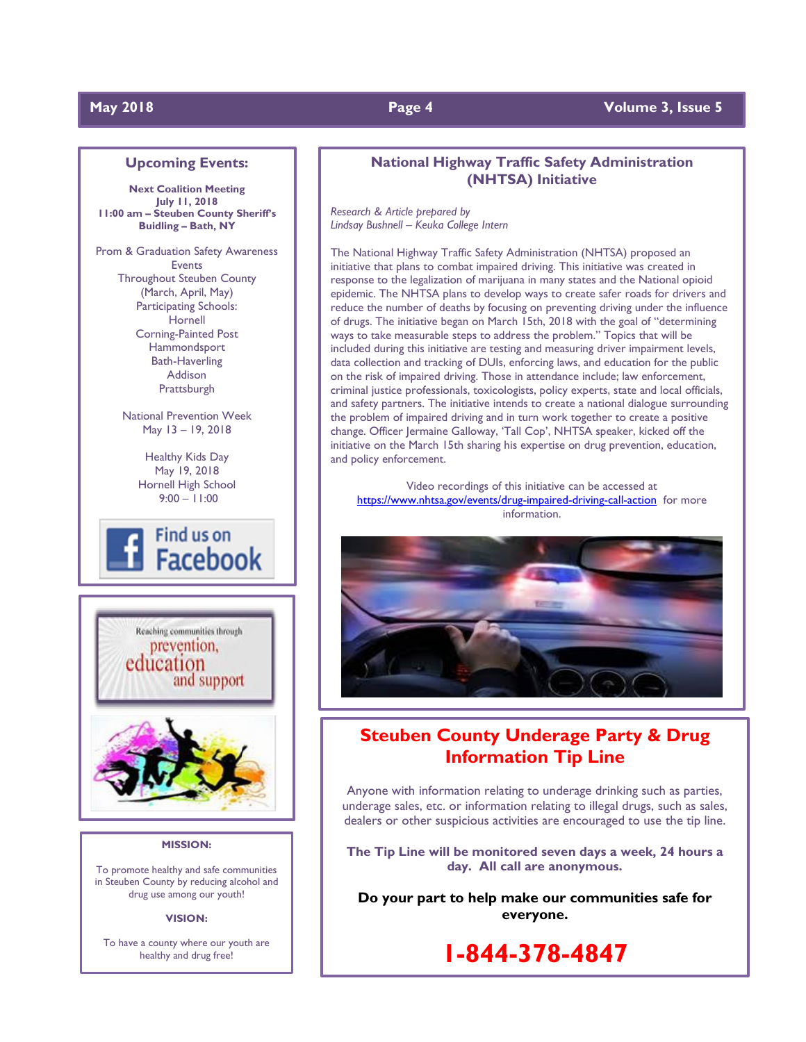## Upcoming Events:

**Next Coalition Meeting**
**July 11, 2018**
**11:00 am – Steuben County Sheriff's Buidling – Bath, NY**

Prom & Graduation Safety Awareness Events
Throughout Steuben County
(March, April, May)
Participating Schools:
Hornell
Corning-Painted Post
Hammondsport
Bath-Haverling
Addison
Prattsburgh

National Prevention Week
May 13 – 19, 2018

Healthy Kids Day
May 19, 2018
Hornell High School
9:00 – 11:00

Find us on Facebook

Reaching communities through prevention, education and support

**MISSION:**

To promote healthy and safe communities in Steuben County by reducing alcohol and drug use among our youth!

**VISION:**

To have a county where our youth are healthy and drug free!

## National Highway Traffic Safety Administration (NHTSA) Initiative

*Research & Article prepared by*
*Lindsay Bushnell – Keuka College Intern*

The National Highway Traffic Safety Administration (NHTSA) proposed an initiative that plans to combat impaired driving. This initiative was created in response to the legalization of marijuana in many states and the National opioid epidemic. The NHTSA plans to develop ways to create safer roads for drivers and reduce the number of deaths by focusing on preventing driving under the influence of drugs. The initiative began on March 15th, 2018 with the goal of "determining ways to take measurable steps to address the problem." Topics that will be included during this initiative are testing and measuring driver impairment levels, data collection and tracking of DUIs, enforcing laws, and education for the public on the risk of impaired driving. Those in attendance include; law enforcement, criminal justice professionals, toxicologists, policy experts, state and local officials, and safety partners. The initiative intends to create a national dialogue surrounding the problem of impaired driving and in turn work together to create a positive change. Officer Jermaine Galloway, 'Tall Cop', NHTSA speaker, kicked off the initiative on the March 15th sharing his expertise on drug prevention, education, and policy enforcement.

Video recordings of this initiative can be accessed at https://www.nhtsa.gov/events/drug-impaired-driving-call-action for more information.

## Steuben County Underage Party & Drug Information Tip Line

Anyone with information relating to underage drinking such as parties, underage sales, etc. or information relating to illegal drugs, such as sales, dealers or other suspicious activities are encouraged to use the tip line.

**The Tip Line will be monitored seven days a week, 24 hours a day. All call are anonymous.**

**Do your part to help make our communities safe for everyone.**

**1-844-378-4847**